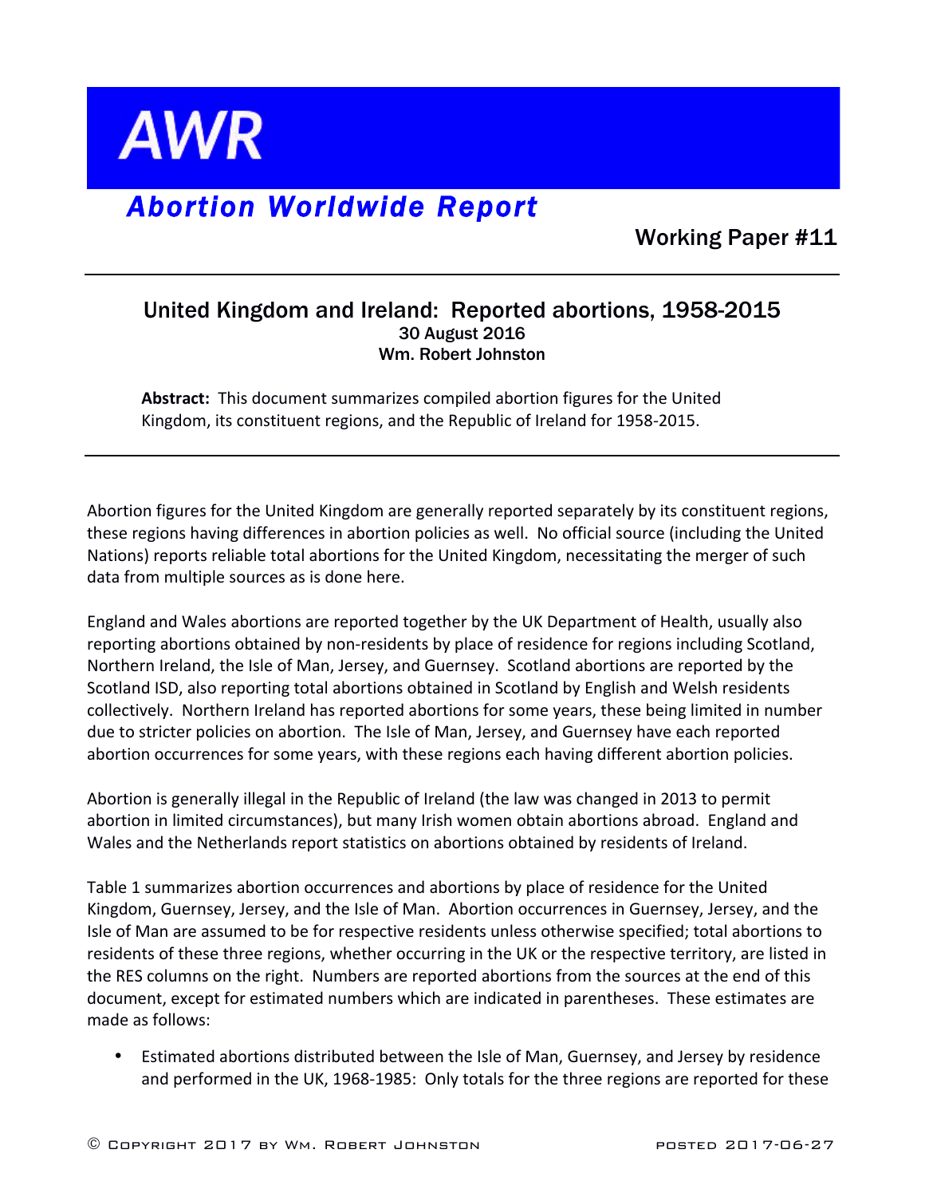# AWR

## *Abortion Worldwide Report*

Working Paper #11

---

### United Kingdom and Ireland: Reported abortions, 1958-2015

30 August 2016
Wm. Robert Johnston

**Abstract:** This document summarizes compiled abortion figures for the United Kingdom, its constituent regions, and the Republic of Ireland for 1958-2015.

---

Abortion figures for the United Kingdom are generally reported separately by its constituent regions, these regions having differences in abortion policies as well. No official source (including the United Nations) reports reliable total abortions for the United Kingdom, necessitating the merger of such data from multiple sources as is done here.

England and Wales abortions are reported together by the UK Department of Health, usually also reporting abortions obtained by non-residents by place of residence for regions including Scotland, Northern Ireland, the Isle of Man, Jersey, and Guernsey. Scotland abortions are reported by the Scotland ISD, also reporting total abortions obtained in Scotland by English and Welsh residents collectively. Northern Ireland has reported abortions for some years, these being limited in number due to stricter policies on abortion. The Isle of Man, Jersey, and Guernsey have each reported abortion occurrences for some years, with these regions each having different abortion policies.

Abortion is generally illegal in the Republic of Ireland (the law was changed in 2013 to permit abortion in limited circumstances), but many Irish women obtain abortions abroad. England and Wales and the Netherlands report statistics on abortions obtained by residents of Ireland.

Table 1 summarizes abortion occurrences and abortions by place of residence for the United Kingdom, Guernsey, Jersey, and the Isle of Man. Abortion occurrences in Guernsey, Jersey, and the Isle of Man are assumed to be for respective residents unless otherwise specified; total abortions to residents of these three regions, whether occurring in the UK or the respective territory, are listed in the RES columns on the right. Numbers are reported abortions from the sources at the end of this document, except for estimated numbers which are indicated in parentheses. These estimates are made as follows:

- Estimated abortions distributed between the Isle of Man, Guernsey, and Jersey by residence and performed in the UK, 1968-1985: Only totals for the three regions are reported for these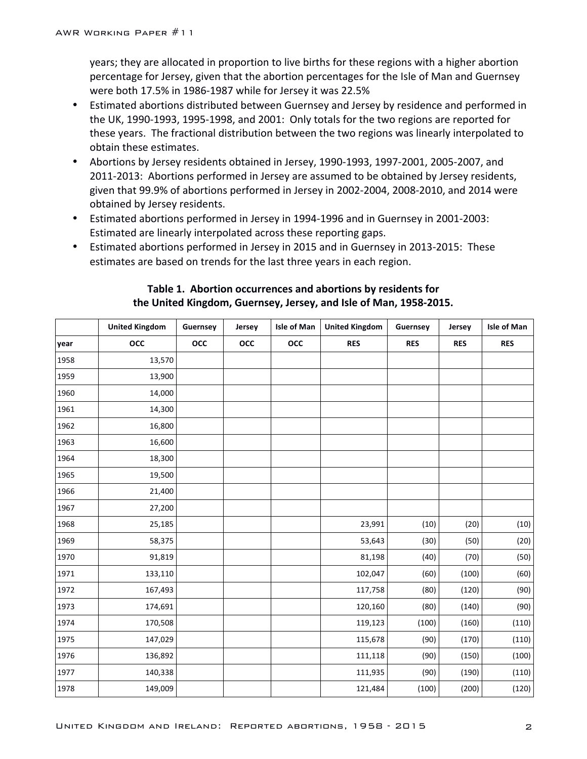years; they are allocated in proportion to live births for these regions with a higher abortion percentage for Jersey, given that the abortion percentages for the Isle of Man and Guernsey were both 17.5% in 1986-1987 while for Jersey it was 22.5%

- Estimated abortions distributed between Guernsey and Jersey by residence and performed in the UK, 1990-1993, 1995-1998, and 2001: Only totals for the two regions are reported for these years. The fractional distribution between the two regions was linearly interpolated to obtain these estimates.
- Abortions by Jersey residents obtained in Jersey, 1990-1993, 1997-2001, 2005-2007, and 2011-2013: Abortions performed in Jersey are assumed to be obtained by Jersey residents, given that 99.9% of abortions performed in Jersey in 2002-2004, 2008-2010, and 2014 were obtained by Jersey residents.
- Estimated abortions performed in Jersey in 1994-1996 and in Guernsey in 2001-2003: Estimated are linearly interpolated across these reporting gaps.
- Estimated abortions performed in Jersey in 2015 and in Guernsey in 2013-2015: These estimates are based on trends for the last three years in each region.

**Table 1. Abortion occurrences and abortions by residents for the United Kingdom, Guernsey, Jersey, and Isle of Man, 1958-2015.**

| | United Kingdom | Guernsey | Jersey | Isle of Man | United Kingdom | Guernsey | Jersey | Isle of Man |
|---|---|---|---|---|---|---|---|---|
| year | OCC | OCC | OCC | OCC | RES | RES | RES | RES |
| 1958 | 13,570 | | | | | | | |
| 1959 | 13,900 | | | | | | | |
| 1960 | 14,000 | | | | | | | |
| 1961 | 14,300 | | | | | | | |
| 1962 | 16,800 | | | | | | | |
| 1963 | 16,600 | | | | | | | |
| 1964 | 18,300 | | | | | | | |
| 1965 | 19,500 | | | | | | | |
| 1966 | 21,400 | | | | | | | |
| 1967 | 27,200 | | | | | | | |
| 1968 | 25,185 | | | | 23,991 | (10) | (20) | (10) |
| 1969 | 58,375 | | | | 53,643 | (30) | (50) | (20) |
| 1970 | 91,819 | | | | 81,198 | (40) | (70) | (50) |
| 1971 | 133,110 | | | | 102,047 | (60) | (100) | (60) |
| 1972 | 167,493 | | | | 117,758 | (80) | (120) | (90) |
| 1973 | 174,691 | | | | 120,160 | (80) | (140) | (90) |
| 1974 | 170,508 | | | | 119,123 | (100) | (160) | (110) |
| 1975 | 147,029 | | | | 115,678 | (90) | (170) | (110) |
| 1976 | 136,892 | | | | 111,118 | (90) | (150) | (100) |
| 1977 | 140,338 | | | | 111,935 | (90) | (190) | (110) |
| 1978 | 149,009 | | | | 121,484 | (100) | (200) | (120) |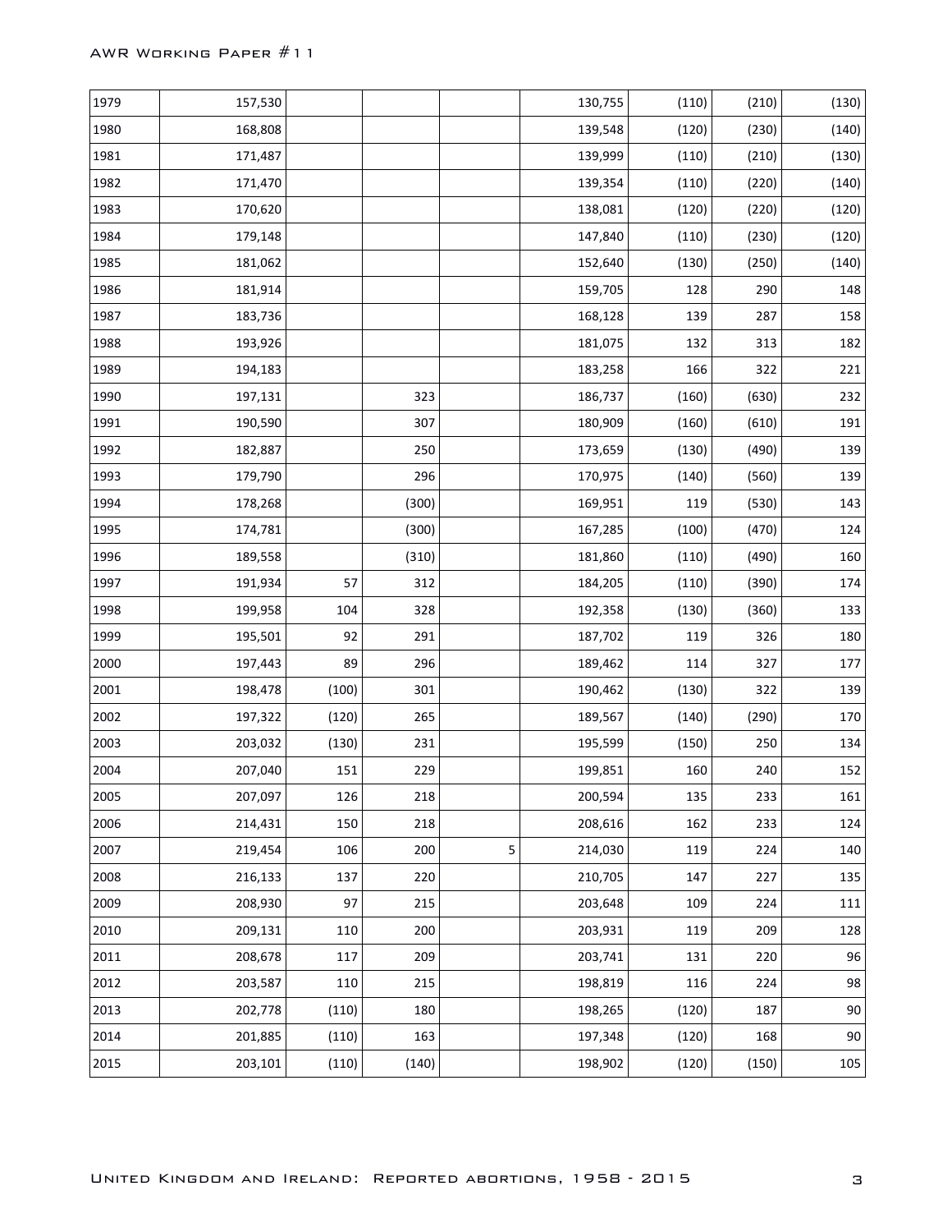| | | | | | | | | |
|---|---|---|---|---|---|---|---|---|
| 1979 | 157,530 | | | | 130,755 | (110) | (210) | (130) |
| 1980 | 168,808 | | | | 139,548 | (120) | (230) | (140) |
| 1981 | 171,487 | | | | 139,999 | (110) | (210) | (130) |
| 1982 | 171,470 | | | | 139,354 | (110) | (220) | (140) |
| 1983 | 170,620 | | | | 138,081 | (120) | (220) | (120) |
| 1984 | 179,148 | | | | 147,840 | (110) | (230) | (120) |
| 1985 | 181,062 | | | | 152,640 | (130) | (250) | (140) |
| 1986 | 181,914 | | | | 159,705 | 128 | 290 | 148 |
| 1987 | 183,736 | | | | 168,128 | 139 | 287 | 158 |
| 1988 | 193,926 | | | | 181,075 | 132 | 313 | 182 |
| 1989 | 194,183 | | | | 183,258 | 166 | 322 | 221 |
| 1990 | 197,131 | | 323 | | 186,737 | (160) | (630) | 232 |
| 1991 | 190,590 | | 307 | | 180,909 | (160) | (610) | 191 |
| 1992 | 182,887 | | 250 | | 173,659 | (130) | (490) | 139 |
| 1993 | 179,790 | | 296 | | 170,975 | (140) | (560) | 139 |
| 1994 | 178,268 | | (300) | | 169,951 | 119 | (530) | 143 |
| 1995 | 174,781 | | (300) | | 167,285 | (100) | (470) | 124 |
| 1996 | 189,558 | | (310) | | 181,860 | (110) | (490) | 160 |
| 1997 | 191,934 | 57 | 312 | | 184,205 | (110) | (390) | 174 |
| 1998 | 199,958 | 104 | 328 | | 192,358 | (130) | (360) | 133 |
| 1999 | 195,501 | 92 | 291 | | 187,702 | 119 | 326 | 180 |
| 2000 | 197,443 | 89 | 296 | | 189,462 | 114 | 327 | 177 |
| 2001 | 198,478 | (100) | 301 | | 190,462 | (130) | 322 | 139 |
| 2002 | 197,322 | (120) | 265 | | 189,567 | (140) | (290) | 170 |
| 2003 | 203,032 | (130) | 231 | | 195,599 | (150) | 250 | 134 |
| 2004 | 207,040 | 151 | 229 | | 199,851 | 160 | 240 | 152 |
| 2005 | 207,097 | 126 | 218 | | 200,594 | 135 | 233 | 161 |
| 2006 | 214,431 | 150 | 218 | | 208,616 | 162 | 233 | 124 |
| 2007 | 219,454 | 106 | 200 | 5 | 214,030 | 119 | 224 | 140 |
| 2008 | 216,133 | 137 | 220 | | 210,705 | 147 | 227 | 135 |
| 2009 | 208,930 | 97 | 215 | | 203,648 | 109 | 224 | 111 |
| 2010 | 209,131 | 110 | 200 | | 203,931 | 119 | 209 | 128 |
| 2011 | 208,678 | 117 | 209 | | 203,741 | 131 | 220 | 96 |
| 2012 | 203,587 | 110 | 215 | | 198,819 | 116 | 224 | 98 |
| 2013 | 202,778 | (110) | 180 | | 198,265 | (120) | 187 | 90 |
| 2014 | 201,885 | (110) | 163 | | 197,348 | (120) | 168 | 90 |
| 2015 | 203,101 | (110) | (140) | | 198,902 | (120) | (150) | 105 |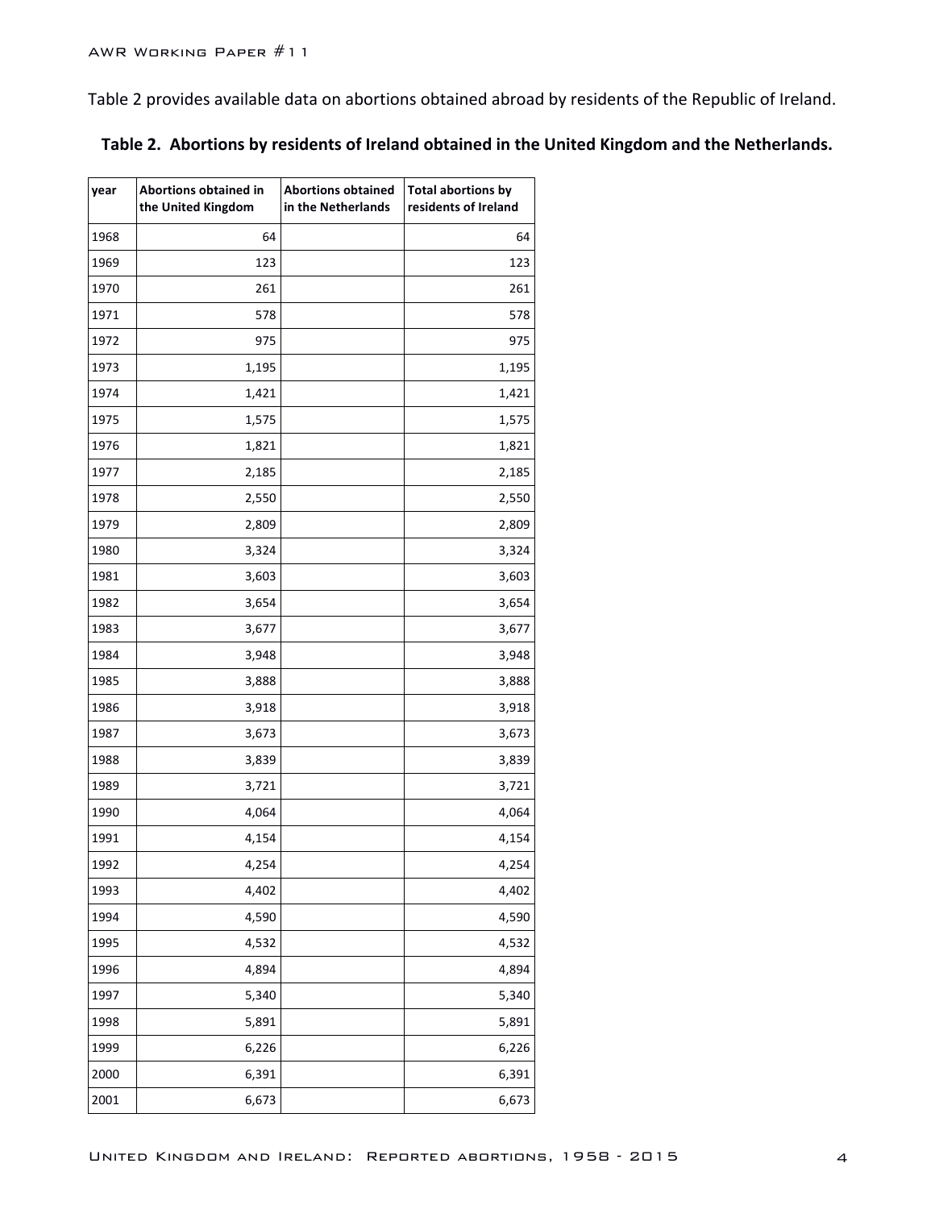Table 2 provides available data on abortions obtained abroad by residents of the Republic of Ireland.

**Table 2. Abortions by residents of Ireland obtained in the United Kingdom and the Netherlands.**

| year | Abortions obtained in the United Kingdom | Abortions obtained in the Netherlands | Total abortions by residents of Ireland |
|---|---|---|---|
| 1968 | 64 | | 64 |
| 1969 | 123 | | 123 |
| 1970 | 261 | | 261 |
| 1971 | 578 | | 578 |
| 1972 | 975 | | 975 |
| 1973 | 1,195 | | 1,195 |
| 1974 | 1,421 | | 1,421 |
| 1975 | 1,575 | | 1,575 |
| 1976 | 1,821 | | 1,821 |
| 1977 | 2,185 | | 2,185 |
| 1978 | 2,550 | | 2,550 |
| 1979 | 2,809 | | 2,809 |
| 1980 | 3,324 | | 3,324 |
| 1981 | 3,603 | | 3,603 |
| 1982 | 3,654 | | 3,654 |
| 1983 | 3,677 | | 3,677 |
| 1984 | 3,948 | | 3,948 |
| 1985 | 3,888 | | 3,888 |
| 1986 | 3,918 | | 3,918 |
| 1987 | 3,673 | | 3,673 |
| 1988 | 3,839 | | 3,839 |
| 1989 | 3,721 | | 3,721 |
| 1990 | 4,064 | | 4,064 |
| 1991 | 4,154 | | 4,154 |
| 1992 | 4,254 | | 4,254 |
| 1993 | 4,402 | | 4,402 |
| 1994 | 4,590 | | 4,590 |
| 1995 | 4,532 | | 4,532 |
| 1996 | 4,894 | | 4,894 |
| 1997 | 5,340 | | 5,340 |
| 1998 | 5,891 | | 5,891 |
| 1999 | 6,226 | | 6,226 |
| 2000 | 6,391 | | 6,391 |
| 2001 | 6,673 | | 6,673 |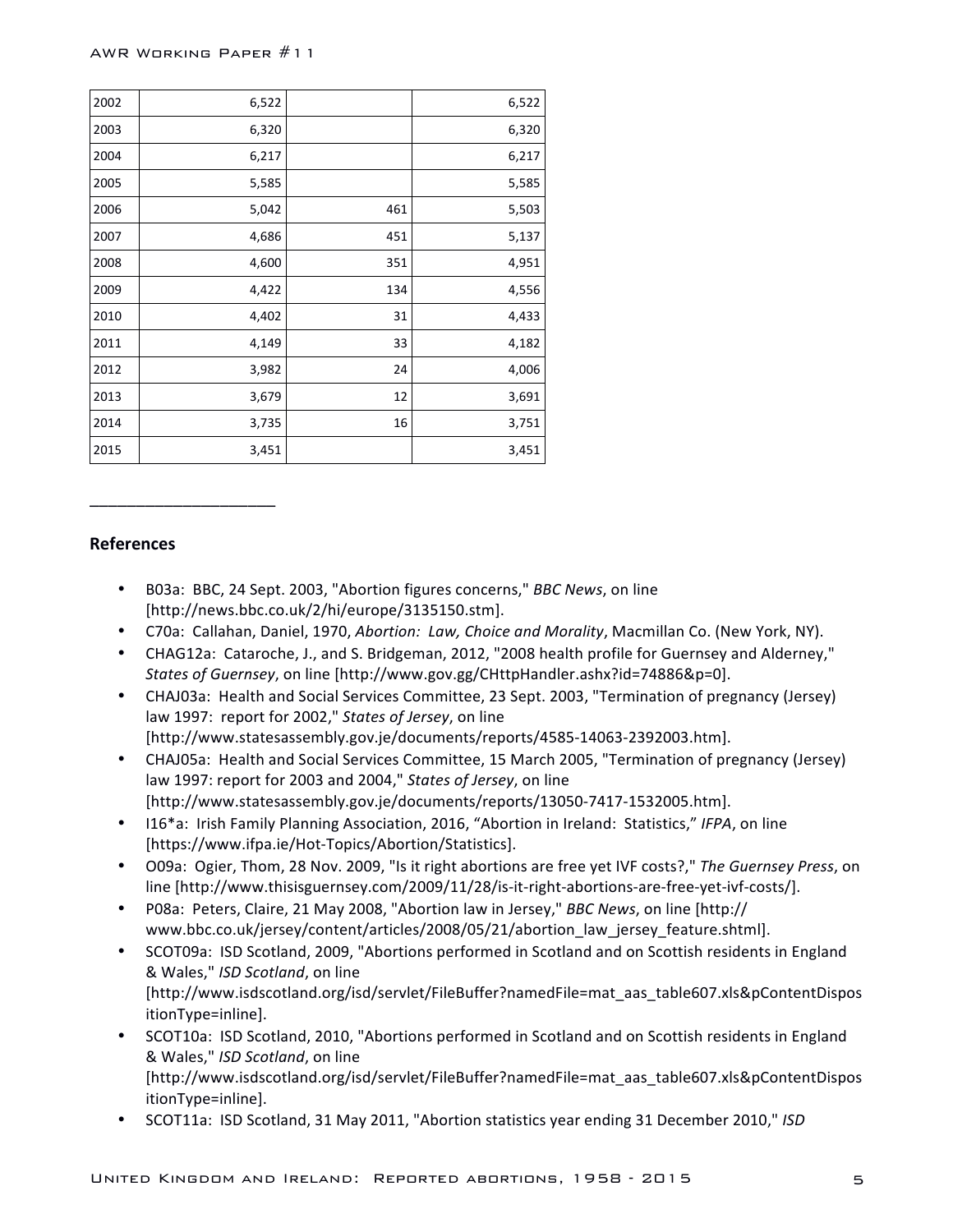| | | | |
|---|---|---|---|
| 2002 | 6,522 | | 6,522 |
| 2003 | 6,320 | | 6,320 |
| 2004 | 6,217 | | 6,217 |
| 2005 | 5,585 | | 5,585 |
| 2006 | 5,042 | 461 | 5,503 |
| 2007 | 4,686 | 451 | 5,137 |
| 2008 | 4,600 | 351 | 4,951 |
| 2009 | 4,422 | 134 | 4,556 |
| 2010 | 4,402 | 31 | 4,433 |
| 2011 | 4,149 | 33 | 4,182 |
| 2012 | 3,982 | 24 | 4,006 |
| 2013 | 3,679 | 12 | 3,691 |
| 2014 | 3,735 | 16 | 3,751 |
| 2015 | 3,451 | | 3,451 |

---

**References**

- B03a: BBC, 24 Sept. 2003, "Abortion figures concerns," *BBC News*, on line [http://news.bbc.co.uk/2/hi/europe/3135150.stm].
- C70a: Callahan, Daniel, 1970, *Abortion: Law, Choice and Morality*, Macmillan Co. (New York, NY).
- CHAG12a: Cataroche, J., and S. Bridgeman, 2012, "2008 health profile for Guernsey and Alderney," *States of Guernsey*, on line [http://www.gov.gg/CHttpHandler.ashx?id=74886&p=0].
- CHAJ03a: Health and Social Services Committee, 23 Sept. 2003, "Termination of pregnancy (Jersey) law 1997: report for 2002," *States of Jersey*, on line [http://www.statesassembly.gov.je/documents/reports/4585-14063-2392003.htm].
- CHAJ05a: Health and Social Services Committee, 15 March 2005, "Termination of pregnancy (Jersey) law 1997: report for 2003 and 2004," *States of Jersey*, on line [http://www.statesassembly.gov.je/documents/reports/13050-7417-1532005.htm].
- I16*a: Irish Family Planning Association, 2016, "Abortion in Ireland: Statistics," *IFPA*, on line [https://www.ifpa.ie/Hot-Topics/Abortion/Statistics].
- O09a: Ogier, Thom, 28 Nov. 2009, "Is it right abortions are free yet IVF costs?," *The Guernsey Press*, on line [http://www.thisisguernsey.com/2009/11/28/is-it-right-abortions-are-free-yet-ivf-costs/].
- P08a: Peters, Claire, 21 May 2008, "Abortion law in Jersey," *BBC News*, on line [http://www.bbc.co.uk/jersey/content/articles/2008/05/21/abortion_law_jersey_feature.shtml].
- SCOT09a: ISD Scotland, 2009, "Abortions performed in Scotland and on Scottish residents in England & Wales," *ISD Scotland*, on line [http://www.isdscotland.org/isd/servlet/FileBuffer?namedFile=mat_aas_table607.xls&pContentDispositionType=inline].
- SCOT10a: ISD Scotland, 2010, "Abortions performed in Scotland and on Scottish residents in England & Wales," *ISD Scotland*, on line [http://www.isdscotland.org/isd/servlet/FileBuffer?namedFile=mat_aas_table607.xls&pContentDispositionType=inline].
- SCOT11a: ISD Scotland, 31 May 2011, "Abortion statistics year ending 31 December 2010," *ISD*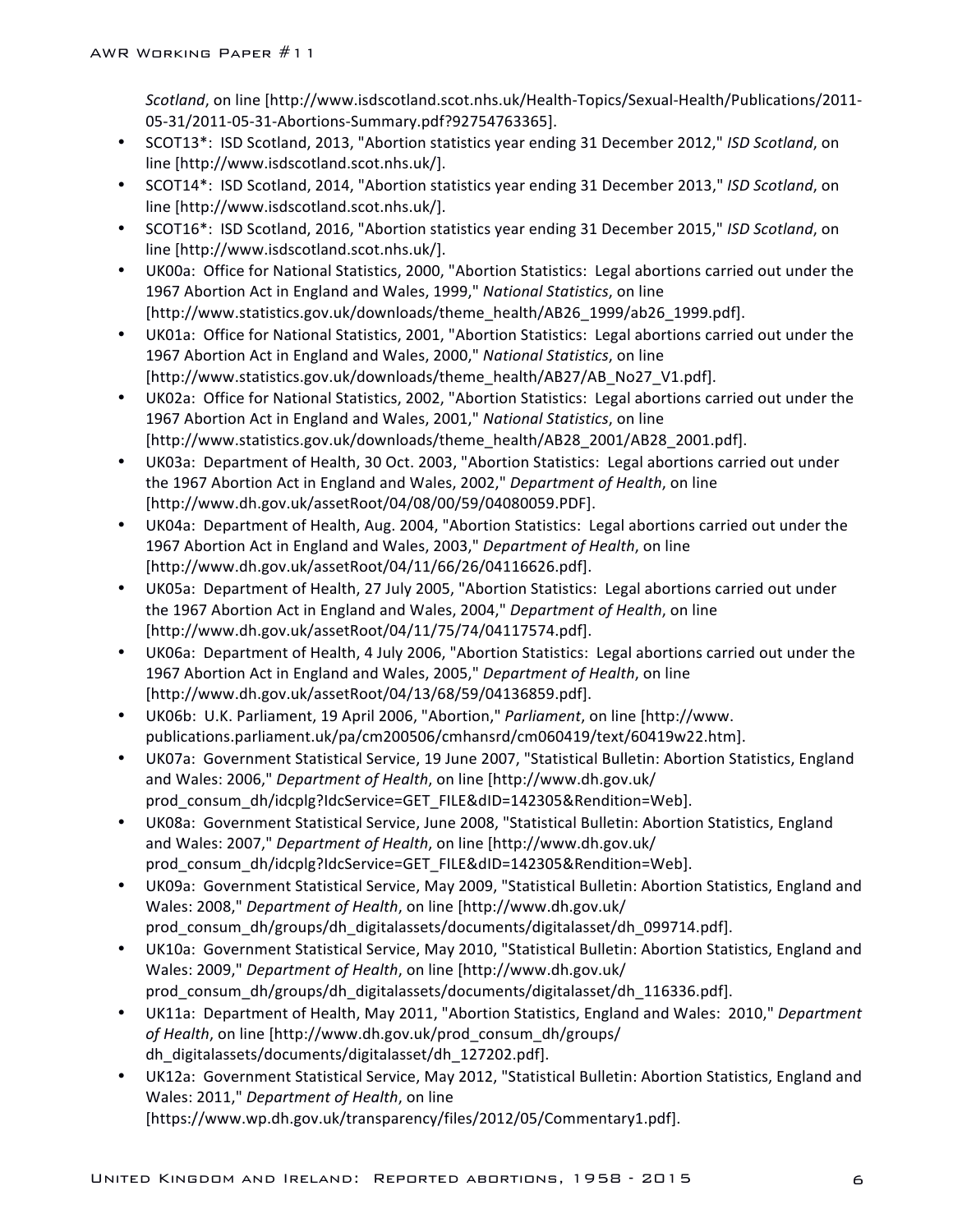*Scotland*, on line [http://www.isdscotland.scot.nhs.uk/Health-Topics/Sexual-Health/Publications/2011-05-31/2011-05-31-Abortions-Summary.pdf?92754763365].

- SCOT13*: ISD Scotland, 2013, "Abortion statistics year ending 31 December 2012," *ISD Scotland*, on line [http://www.isdscotland.scot.nhs.uk/].
- SCOT14*: ISD Scotland, 2014, "Abortion statistics year ending 31 December 2013," *ISD Scotland*, on line [http://www.isdscotland.scot.nhs.uk/].
- SCOT16*: ISD Scotland, 2016, "Abortion statistics year ending 31 December 2015," *ISD Scotland*, on line [http://www.isdscotland.scot.nhs.uk/].
- UK00a: Office for National Statistics, 2000, "Abortion Statistics: Legal abortions carried out under the 1967 Abortion Act in England and Wales, 1999," *National Statistics*, on line [http://www.statistics.gov.uk/downloads/theme_health/AB26_1999/ab26_1999.pdf].
- UK01a: Office for National Statistics, 2001, "Abortion Statistics: Legal abortions carried out under the 1967 Abortion Act in England and Wales, 2000," *National Statistics*, on line [http://www.statistics.gov.uk/downloads/theme_health/AB27/AB_No27_V1.pdf].
- UK02a: Office for National Statistics, 2002, "Abortion Statistics: Legal abortions carried out under the 1967 Abortion Act in England and Wales, 2001," *National Statistics*, on line [http://www.statistics.gov.uk/downloads/theme_health/AB28_2001/AB28_2001.pdf].
- UK03a: Department of Health, 30 Oct. 2003, "Abortion Statistics: Legal abortions carried out under the 1967 Abortion Act in England and Wales, 2002," *Department of Health*, on line [http://www.dh.gov.uk/assetRoot/04/08/00/59/04080059.PDF].
- UK04a: Department of Health, Aug. 2004, "Abortion Statistics: Legal abortions carried out under the 1967 Abortion Act in England and Wales, 2003," *Department of Health*, on line [http://www.dh.gov.uk/assetRoot/04/11/66/26/04116626.pdf].
- UK05a: Department of Health, 27 July 2005, "Abortion Statistics: Legal abortions carried out under the 1967 Abortion Act in England and Wales, 2004," *Department of Health*, on line [http://www.dh.gov.uk/assetRoot/04/11/75/74/04117574.pdf].
- UK06a: Department of Health, 4 July 2006, "Abortion Statistics: Legal abortions carried out under the 1967 Abortion Act in England and Wales, 2005," *Department of Health*, on line [http://www.dh.gov.uk/assetRoot/04/13/68/59/04136859.pdf].
- UK06b: U.K. Parliament, 19 April 2006, "Abortion," *Parliament*, on line [http://www.publications.parliament.uk/pa/cm200506/cmhansrd/cm060419/text/60419w22.htm].
- UK07a: Government Statistical Service, 19 June 2007, "Statistical Bulletin: Abortion Statistics, England and Wales: 2006," *Department of Health*, on line [http://www.dh.gov.uk/prod_consum_dh/idcplg?IdcService=GET_FILE&dID=142305&Rendition=Web].
- UK08a: Government Statistical Service, June 2008, "Statistical Bulletin: Abortion Statistics, England and Wales: 2007," *Department of Health*, on line [http://www.dh.gov.uk/prod_consum_dh/idcplg?IdcService=GET_FILE&dID=142305&Rendition=Web].
- UK09a: Government Statistical Service, May 2009, "Statistical Bulletin: Abortion Statistics, England and Wales: 2008," *Department of Health*, on line [http://www.dh.gov.uk/prod_consum_dh/groups/dh_digitalassets/documents/digitalasset/dh_099714.pdf].
- UK10a: Government Statistical Service, May 2010, "Statistical Bulletin: Abortion Statistics, England and Wales: 2009," *Department of Health*, on line [http://www.dh.gov.uk/prod_consum_dh/groups/dh_digitalassets/documents/digitalasset/dh_116336.pdf].
- UK11a: Department of Health, May 2011, "Abortion Statistics, England and Wales: 2010," *Department of Health*, on line [http://www.dh.gov.uk/prod_consum_dh/groups/dh_digitalassets/documents/digitalasset/dh_127202.pdf].
- UK12a: Government Statistical Service, May 2012, "Statistical Bulletin: Abortion Statistics, England and Wales: 2011," *Department of Health*, on line [https://www.wp.dh.gov.uk/transparency/files/2012/05/Commentary1.pdf].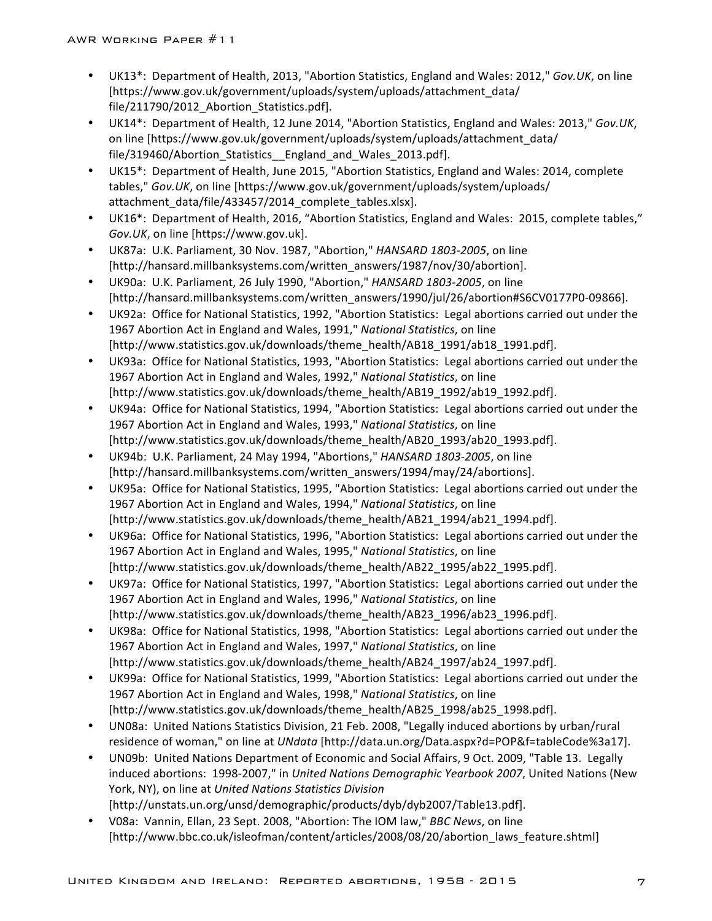- UK13*: Department of Health, 2013, "Abortion Statistics, England and Wales: 2012," *Gov.UK*, on line [https://www.gov.uk/government/uploads/system/uploads/attachment_data/file/211790/2012_Abortion_Statistics.pdf].
- UK14*: Department of Health, 12 June 2014, "Abortion Statistics, England and Wales: 2013," *Gov.UK*, on line [https://www.gov.uk/government/uploads/system/uploads/attachment_data/file/319460/Abortion_Statistics__England_and_Wales_2013.pdf].
- UK15*: Department of Health, June 2015, "Abortion Statistics, England and Wales: 2014, complete tables," *Gov.UK*, on line [https://www.gov.uk/government/uploads/system/uploads/attachment_data/file/433457/2014_complete_tables.xlsx].
- UK16*: Department of Health, 2016, "Abortion Statistics, England and Wales: 2015, complete tables," *Gov.UK*, on line [https://www.gov.uk].
- UK87a: U.K. Parliament, 30 Nov. 1987, "Abortion," *HANSARD 1803-2005*, on line [http://hansard.millbanksystems.com/written_answers/1987/nov/30/abortion].
- UK90a: U.K. Parliament, 26 July 1990, "Abortion," *HANSARD 1803-2005*, on line [http://hansard.millbanksystems.com/written_answers/1990/jul/26/abortion#S6CV0177P0-09866].
- UK92a: Office for National Statistics, 1992, "Abortion Statistics: Legal abortions carried out under the 1967 Abortion Act in England and Wales, 1991," *National Statistics*, on line [http://www.statistics.gov.uk/downloads/theme_health/AB18_1991/ab18_1991.pdf].
- UK93a: Office for National Statistics, 1993, "Abortion Statistics: Legal abortions carried out under the 1967 Abortion Act in England and Wales, 1992," *National Statistics*, on line [http://www.statistics.gov.uk/downloads/theme_health/AB19_1992/ab19_1992.pdf].
- UK94a: Office for National Statistics, 1994, "Abortion Statistics: Legal abortions carried out under the 1967 Abortion Act in England and Wales, 1993," *National Statistics*, on line [http://www.statistics.gov.uk/downloads/theme_health/AB20_1993/ab20_1993.pdf].
- UK94b: U.K. Parliament, 24 May 1994, "Abortions," *HANSARD 1803-2005*, on line [http://hansard.millbanksystems.com/written_answers/1994/may/24/abortions].
- UK95a: Office for National Statistics, 1995, "Abortion Statistics: Legal abortions carried out under the 1967 Abortion Act in England and Wales, 1994," *National Statistics*, on line [http://www.statistics.gov.uk/downloads/theme_health/AB21_1994/ab21_1994.pdf].
- UK96a: Office for National Statistics, 1996, "Abortion Statistics: Legal abortions carried out under the 1967 Abortion Act in England and Wales, 1995," *National Statistics*, on line [http://www.statistics.gov.uk/downloads/theme_health/AB22_1995/ab22_1995.pdf].
- UK97a: Office for National Statistics, 1997, "Abortion Statistics: Legal abortions carried out under the 1967 Abortion Act in England and Wales, 1996," *National Statistics*, on line [http://www.statistics.gov.uk/downloads/theme_health/AB23_1996/ab23_1996.pdf].
- UK98a: Office for National Statistics, 1998, "Abortion Statistics: Legal abortions carried out under the 1967 Abortion Act in England and Wales, 1997," *National Statistics*, on line [http://www.statistics.gov.uk/downloads/theme_health/AB24_1997/ab24_1997.pdf].
- UK99a: Office for National Statistics, 1999, "Abortion Statistics: Legal abortions carried out under the 1967 Abortion Act in England and Wales, 1998," *National Statistics*, on line [http://www.statistics.gov.uk/downloads/theme_health/AB25_1998/ab25_1998.pdf].
- UN08a: United Nations Statistics Division, 21 Feb. 2008, "Legally induced abortions by urban/rural residence of woman," on line at *UNdata* [http://data.un.org/Data.aspx?d=POP&f=tableCode%3a17].
- UN09b: United Nations Department of Economic and Social Affairs, 9 Oct. 2009, "Table 13. Legally induced abortions: 1998-2007," in *United Nations Demographic Yearbook 2007*, United Nations (New York, NY), on line at *United Nations Statistics Division* [http://unstats.un.org/unsd/demographic/products/dyb/dyb2007/Table13.pdf].
- V08a: Vannin, Ellan, 23 Sept. 2008, "Abortion: The IOM law," *BBC News*, on line [http://www.bbc.co.uk/isleofman/content/articles/2008/08/20/abortion_laws_feature.shtml]